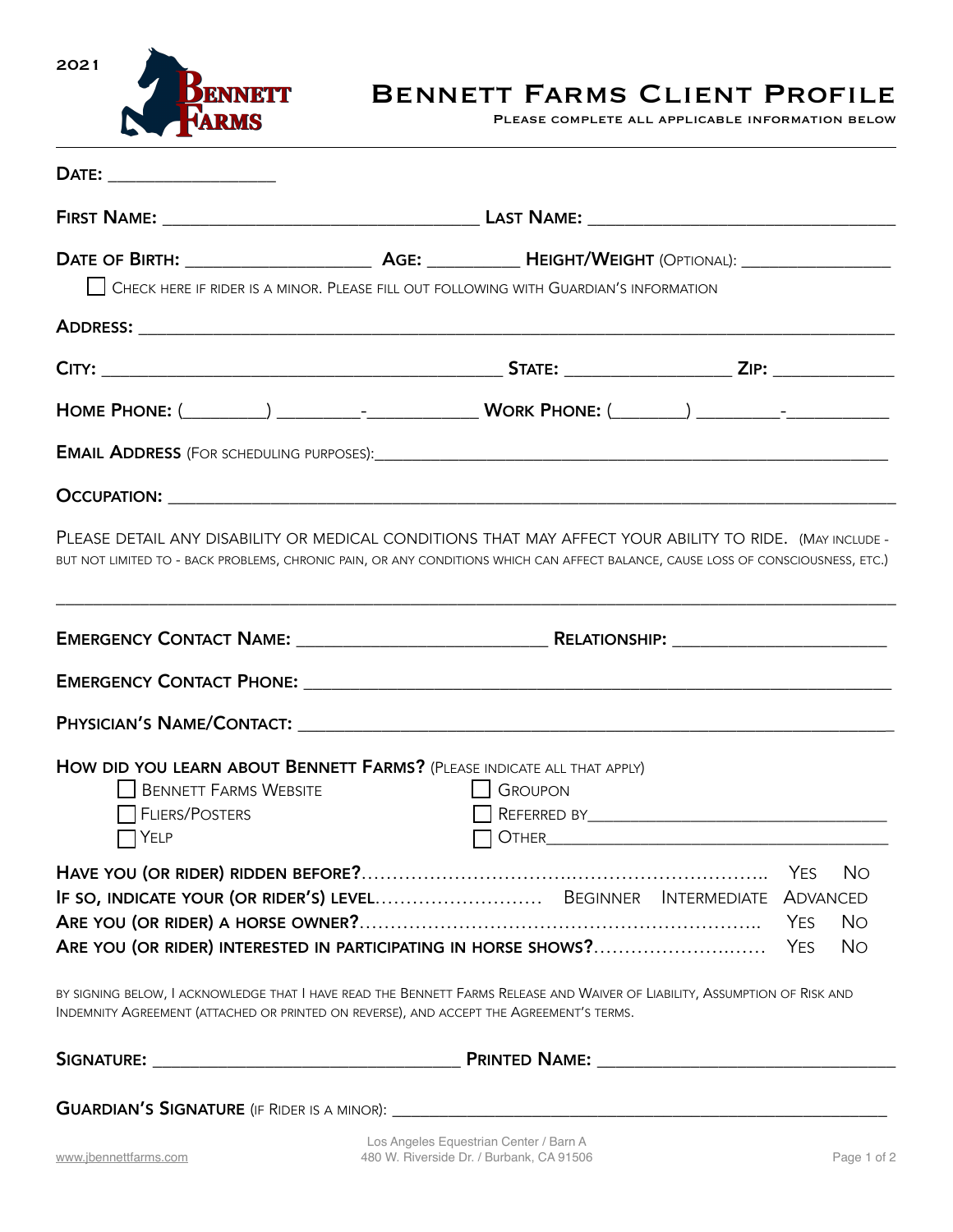2021

# Bennett Farms Client Profile

Please complete all applicable information below

**Date:** ____________________

**First Name:** ____________________________________ **Last Name:** ____________________________________

**Date of Birth:** ______________________ **Age:** ___________ **Height/Weight** (Optional): __________________

☐ Check here if rider is a minor. Please fill out following with Guardian's information

**Address:** ________________________________________________________________________________________

**City:** _____________________________________________ **State:** ___________________ **Zip:** _____________

**Home Phone:** (_________) _________-____________ **Work Phone:** (________) _________-___________

**Email Address** (For scheduling purposes):_______________________________________________________________

**Occupation:** ______________________________________________________________________________________

Please detail any disability or medical conditions that may affect your ability to ride. (May include - but not limited to - back problems, chronic pain, or any conditions which can affect balance, cause loss of consciousness, etc.)

__________________________________________________________________________________________________

**Emergency Contact Name:** _____________________________ **Relationship:** ________________________

**Emergency Contact Phone:** _______________________________________________________________________

**Physician's Name/Contact:** _______________________________________________________________________

**How did you learn about Bennett Farms?** (Please indicate all that apply)

- ☐ Bennett Farms Website
- ☐ Fliers/Posters
- ☐ Yelp
- ☐ Groupon
- ☐ Referred by___________________________________
- ☐ Other_________________________________________

**Have you (or rider) ridden before?**............................................................ Yes No

**If so, indicate your (or rider's) level**.......................... Beginner Intermediate Advanced

**Are you (or rider) a horse owner?**............................................................. Yes No

**Are you (or rider) interested in participating in horse shows?**.......................... Yes No

By signing below, I acknowledge that I have read the Bennett Farms Release and Waiver of Liability, Assumption of Risk and Indemnity Agreement (attached or printed on reverse), and accept the Agreement's terms.

**Signature:** __________________________________ **Printed Name:** __________________________________

**Guardian's Signature** (if Rider is a minor): _____________________________________________________________

www.jbennettfarms.com

Los Angeles Equestrian Center / Barn A
480 W. Riverside Dr. / Burbank, CA 91506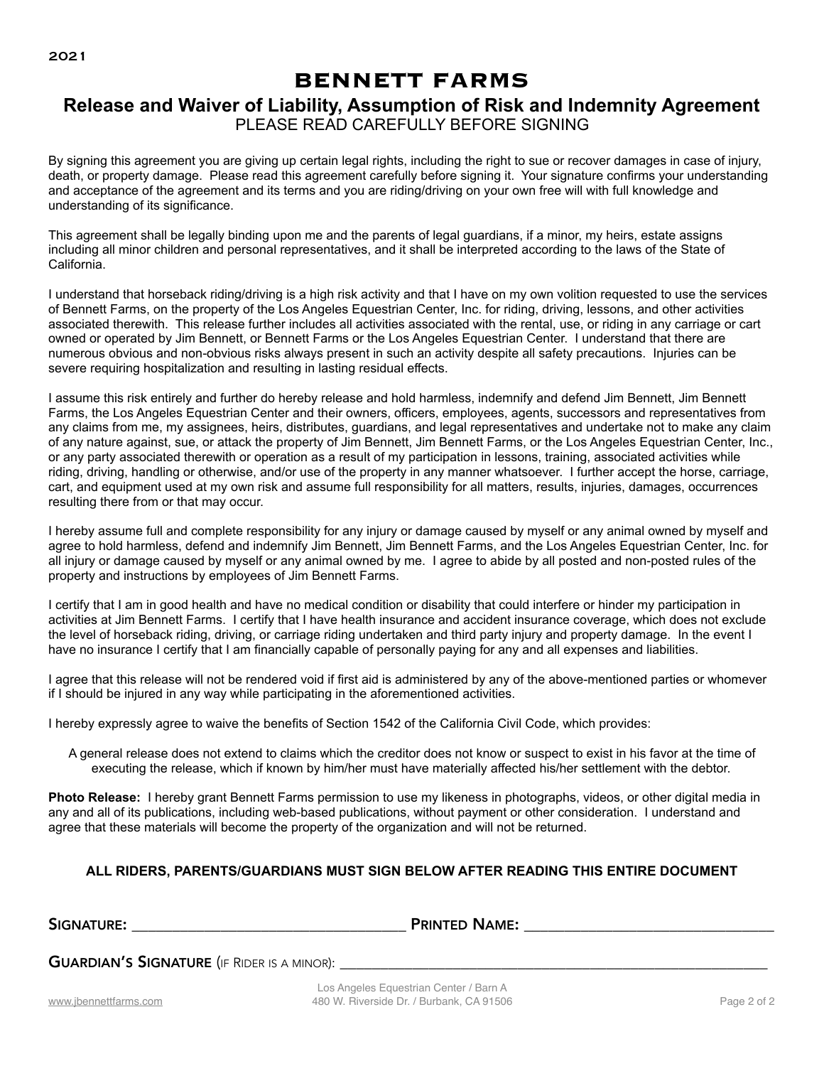2021

# BENNETT FARMS

## Release and Waiver of Liability, Assumption of Risk and Indemnity Agreement

PLEASE READ CAREFULLY BEFORE SIGNING

By signing this agreement you are giving up certain legal rights, including the right to sue or recover damages in case of injury, death, or property damage. Please read this agreement carefully before signing it. Your signature confirms your understanding and acceptance of the agreement and its terms and you are riding/driving on your own free will with full knowledge and understanding of its significance.

This agreement shall be legally binding upon me and the parents of legal guardians, if a minor, my heirs, estate assigns including all minor children and personal representatives, and it shall be interpreted according to the laws of the State of California.

I understand that horseback riding/driving is a high risk activity and that I have on my own volition requested to use the services of Bennett Farms, on the property of the Los Angeles Equestrian Center, Inc. for riding, driving, lessons, and other activities associated therewith. This release further includes all activities associated with the rental, use, or riding in any carriage or cart owned or operated by Jim Bennett, or Bennett Farms or the Los Angeles Equestrian Center. I understand that there are numerous obvious and non-obvious risks always present in such an activity despite all safety precautions. Injuries can be severe requiring hospitalization and resulting in lasting residual effects.

I assume this risk entirely and further do hereby release and hold harmless, indemnify and defend Jim Bennett, Jim Bennett Farms, the Los Angeles Equestrian Center and their owners, officers, employees, agents, successors and representatives from any claims from me, my assignees, heirs, distributes, guardians, and legal representatives and undertake not to make any claim of any nature against, sue, or attack the property of Jim Bennett, Jim Bennett Farms, or the Los Angeles Equestrian Center, Inc., or any party associated therewith or operation as a result of my participation in lessons, training, associated activities while riding, driving, handling or otherwise, and/or use of the property in any manner whatsoever. I further accept the horse, carriage, cart, and equipment used at my own risk and assume full responsibility for all matters, results, injuries, damages, occurrences resulting there from or that may occur.

I hereby assume full and complete responsibility for any injury or damage caused by myself or any animal owned by myself and agree to hold harmless, defend and indemnify Jim Bennett, Jim Bennett Farms, and the Los Angeles Equestrian Center, Inc. for all injury or damage caused by myself or any animal owned by me. I agree to abide by all posted and non-posted rules of the property and instructions by employees of Jim Bennett Farms.

I certify that I am in good health and have no medical condition or disability that could interfere or hinder my participation in activities at Jim Bennett Farms. I certify that I have health insurance and accident insurance coverage, which does not exclude the level of horseback riding, driving, or carriage riding undertaken and third party injury and property damage. In the event I have no insurance I certify that I am financially capable of personally paying for any and all expenses and liabilities.

I agree that this release will not be rendered void if first aid is administered by any of the above-mentioned parties or whomever if I should be injured in any way while participating in the aforementioned activities.

I hereby expressly agree to waive the benefits of Section 1542 of the California Civil Code, which provides:

> A general release does not extend to claims which the creditor does not know or suspect to exist in his favor at the time of executing the release, which if known by him/her must have materially affected his/her settlement with the debtor.

**Photo Release:** I hereby grant Bennett Farms permission to use my likeness in photographs, videos, or other digital media in any and all of its publications, including web-based publications, without payment or other consideration. I understand and agree that these materials will become the property of the organization and will not be returned.

**ALL RIDERS, PARENTS/GUARDIANS MUST SIGN BELOW AFTER READING THIS ENTIRE DOCUMENT**

SIGNATURE: ________________________________ PRINTED NAME: ______________________________

GUARDIAN'S SIGNATURE (IF RIDER IS A MINOR): ________________________________________________________

www.jbennettfarms.com

Los Angeles Equestrian Center / Barn A
480 W. Riverside Dr. / Burbank, CA 91506